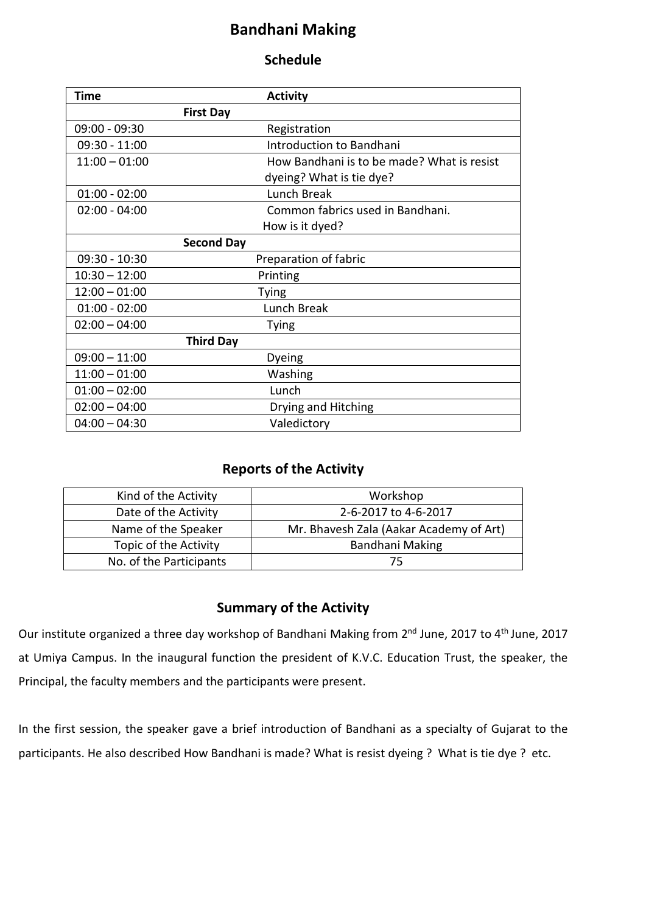# Bandhani Making

## Schedule

| Time | Activity |
| --- | --- |
| **First Day** | |
| 09:00 - 09:30 | Registration |
| 09:30 - 11:00 | Introduction to Bandhani |
| 11:00 – 01:00 | How Bandhani is to be made? What is resist dyeing? What is tie dye? |
| 01:00 - 02:00 | Lunch Break |
| 02:00 - 04:00 | Common fabrics used in Bandhani. How is it dyed? |
| **Second Day** | |
| 09:30 - 10:30 | Preparation of fabric |
| 10:30 – 12:00 | Printing |
| 12:00 – 01:00 | Tying |
| 01:00 - 02:00 | Lunch Break |
| 02:00 – 04:00 | Tying |
| **Third Day** | |
| 09:00 – 11:00 | Dyeing |
| 11:00 – 01:00 | Washing |
| 01:00 – 02:00 | Lunch |
| 02:00 – 04:00 | Drying and Hitching |
| 04:00 – 04:30 | Valedictory |

## Reports of the Activity

| Kind of the Activity | Workshop |
| --- | --- |
| Date of the Activity | 2-6-2017 to 4-6-2017 |
| Name of the Speaker | Mr. Bhavesh Zala (Aakar Academy of Art) |
| Topic of the Activity | Bandhani Making |
| No. of the Participants | 75 |

## Summary of the Activity

Our institute organized a three day workshop of Bandhani Making from 2nd June, 2017 to 4th June, 2017 at Umiya Campus. In the inaugural function the president of K.V.C. Education Trust, the speaker, the Principal, the faculty members and the participants were present.

In the first session, the speaker gave a brief introduction of Bandhani as a specialty of Gujarat to the participants. He also described How Bandhani is made? What is resist dyeing ? What is tie dye ? etc.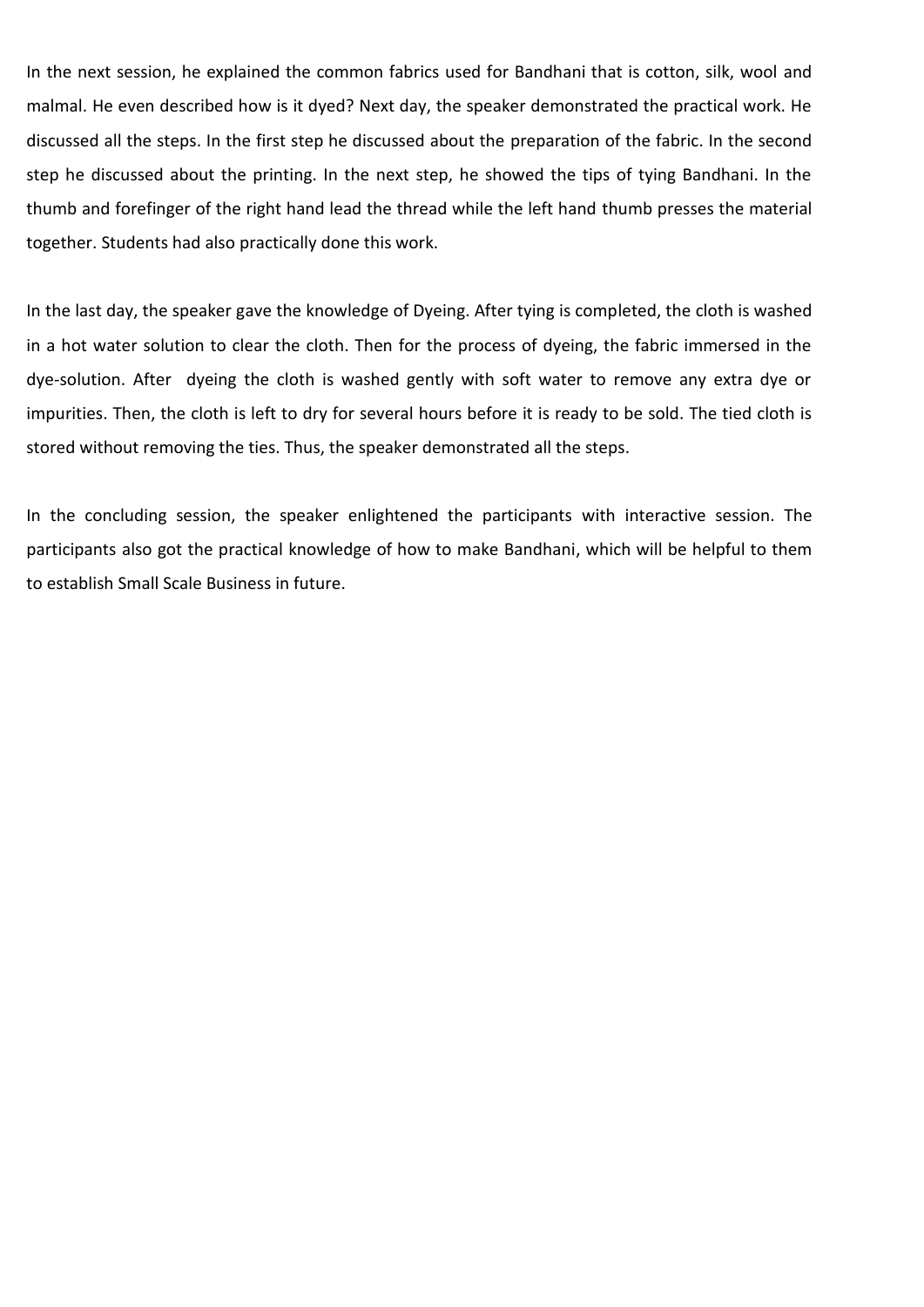In the next session, he explained the common fabrics used for Bandhani that is cotton, silk, wool and malmal. He even described how is it dyed? Next day, the speaker demonstrated the practical work. He discussed all the steps. In the first step he discussed about the preparation of the fabric. In the second step he discussed about the printing. In the next step, he showed the tips of tying Bandhani. In the thumb and forefinger of the right hand lead the thread while the left hand thumb presses the material together. Students had also practically done this work.

In the last day, the speaker gave the knowledge of Dyeing. After tying is completed, the cloth is washed in a hot water solution to clear the cloth. Then for the process of dyeing, the fabric immersed in the dye-solution. After dyeing the cloth is washed gently with soft water to remove any extra dye or impurities. Then, the cloth is left to dry for several hours before it is ready to be sold. The tied cloth is stored without removing the ties. Thus, the speaker demonstrated all the steps.

In the concluding session, the speaker enlightened the participants with interactive session. The participants also got the practical knowledge of how to make Bandhani, which will be helpful to them to establish Small Scale Business in future.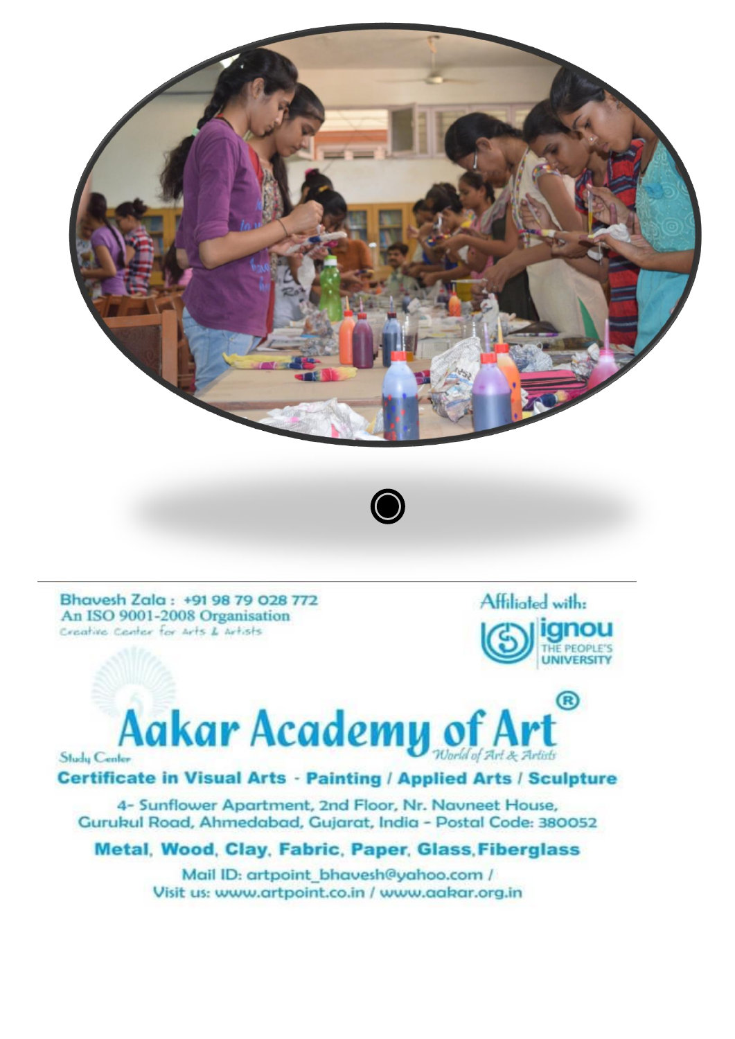Bhavesh Zala : +91 98 79 028 772

An ISO 9001-2008 Organisation

Creative Center for Arts & Artists

Affiliated with:

ignou THE PEOPLE'S UNIVERSITY

Study Center

# Aakar Academy of Art®

*World of Art & Artists*

**Certificate in Visual Arts - Painting / Applied Arts / Sculpture**

4- Sunflower Apartment, 2nd Floor, Nr. Navneet House, Gurukul Road, Ahmedabad, Gujarat, India - Postal Code: 380052

**Metal, Wood, Clay, Fabric, Paper, Glass, Fiberglass**

Mail ID: artpoint_bhavesh@yahoo.com /
Visit us: www.artpoint.co.in / www.aakar.org.in